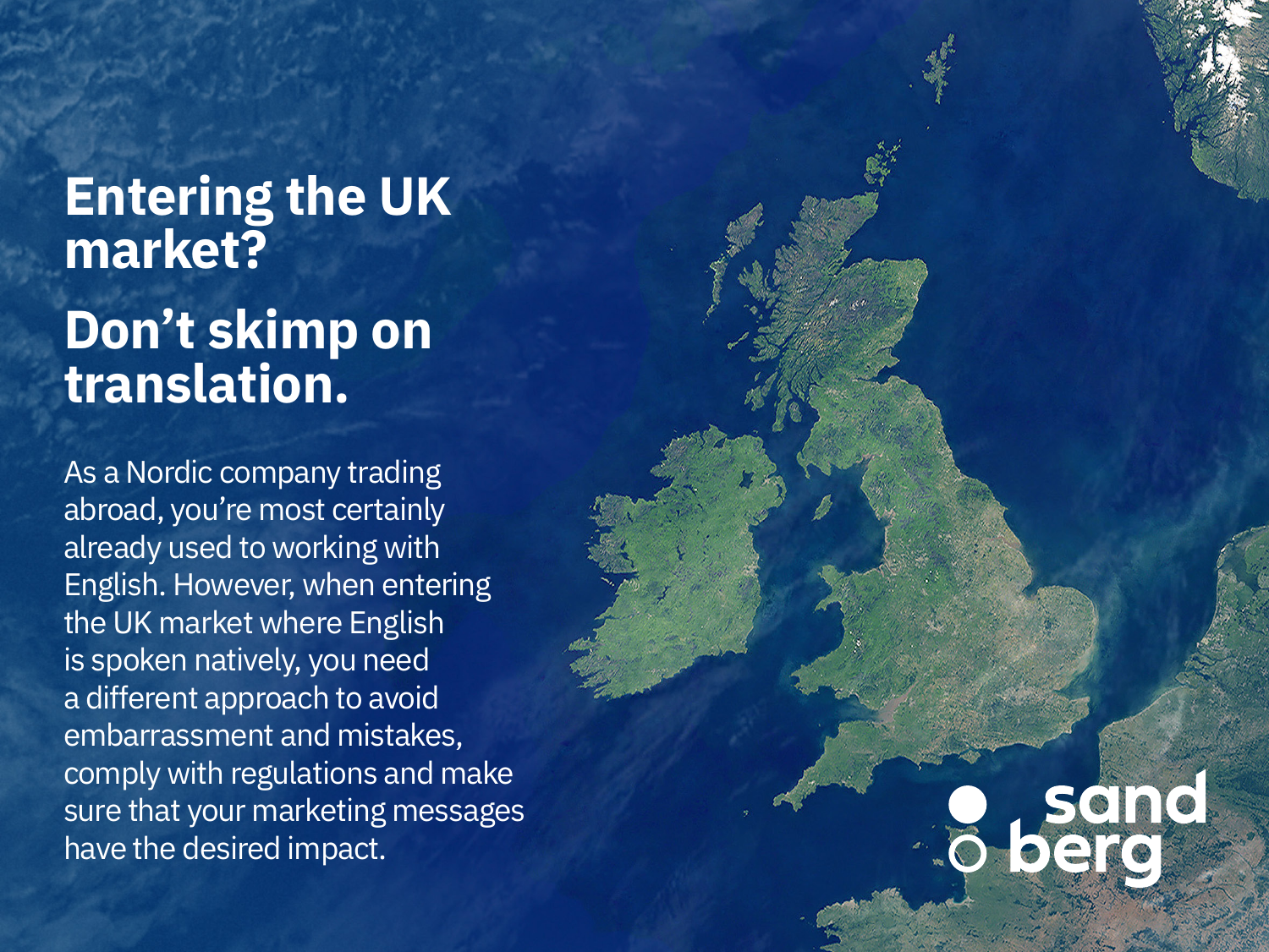# Entering the UK market?

# Don't skimp on translation.

As a Nordic company trading abroad, you're most certainly already used to working with English. However, when entering the UK market where English is spoken natively, you need a different approach to avoid embarrassment and mistakes, comply with regulations and make sure that your marketing messages have the desired impact.

sand berg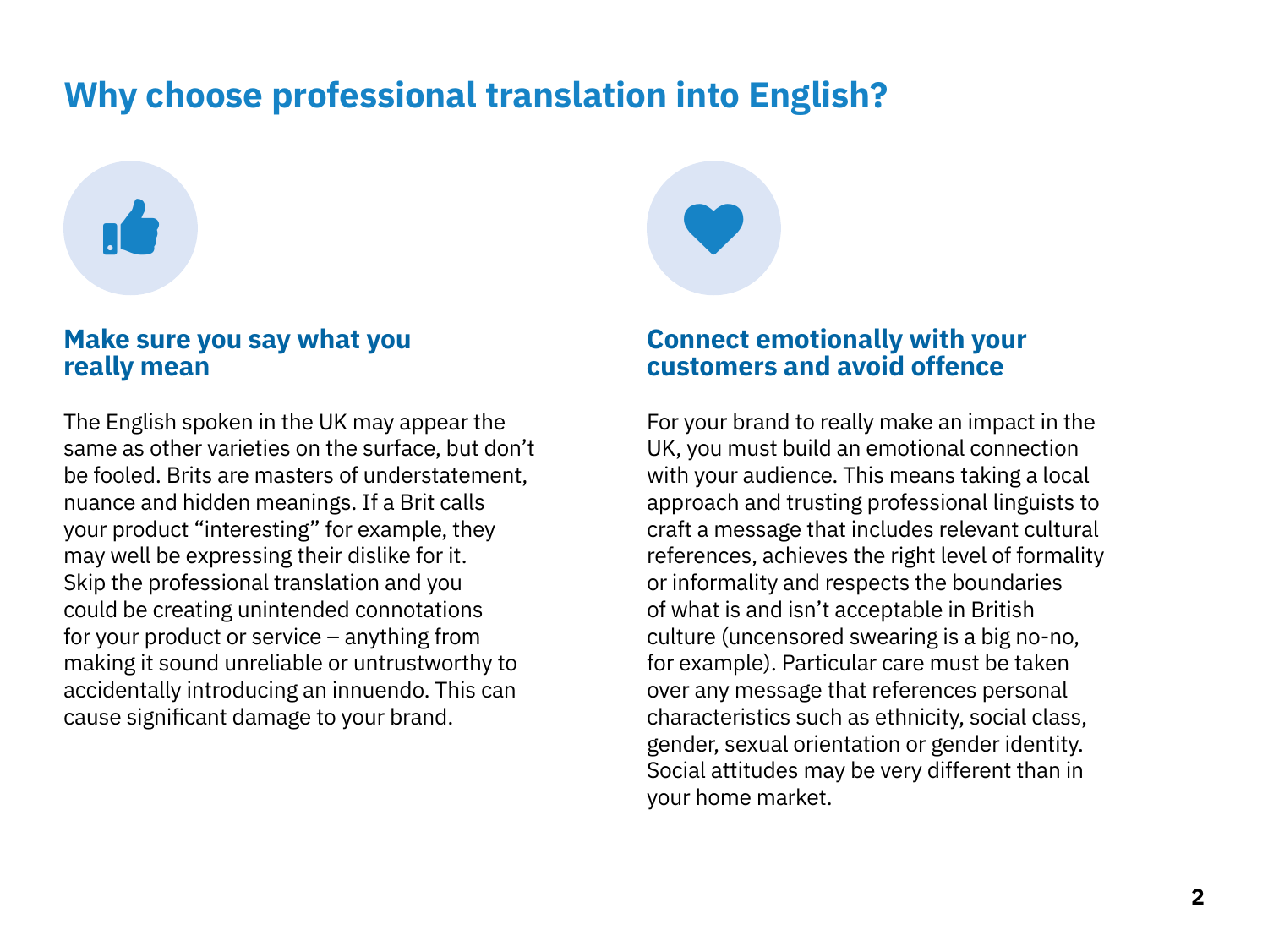# Why choose professional translation into English?

## Make sure you say what you really mean

The English spoken in the UK may appear the same as other varieties on the surface, but don't be fooled. Brits are masters of understatement, nuance and hidden meanings. If a Brit calls your product "interesting" for example, they may well be expressing their dislike for it. Skip the professional translation and you could be creating unintended connotations for your product or service – anything from making it sound unreliable or untrustworthy to accidentally introducing an innuendo. This can cause significant damage to your brand.

## Connect emotionally with your customers and avoid offence

For your brand to really make an impact in the UK, you must build an emotional connection with your audience. This means taking a local approach and trusting professional linguists to craft a message that includes relevant cultural references, achieves the right level of formality or informality and respects the boundaries of what is and isn't acceptable in British culture (uncensored swearing is a big no-no, for example). Particular care must be taken over any message that references personal characteristics such as ethnicity, social class, gender, sexual orientation or gender identity. Social attitudes may be very different than in your home market.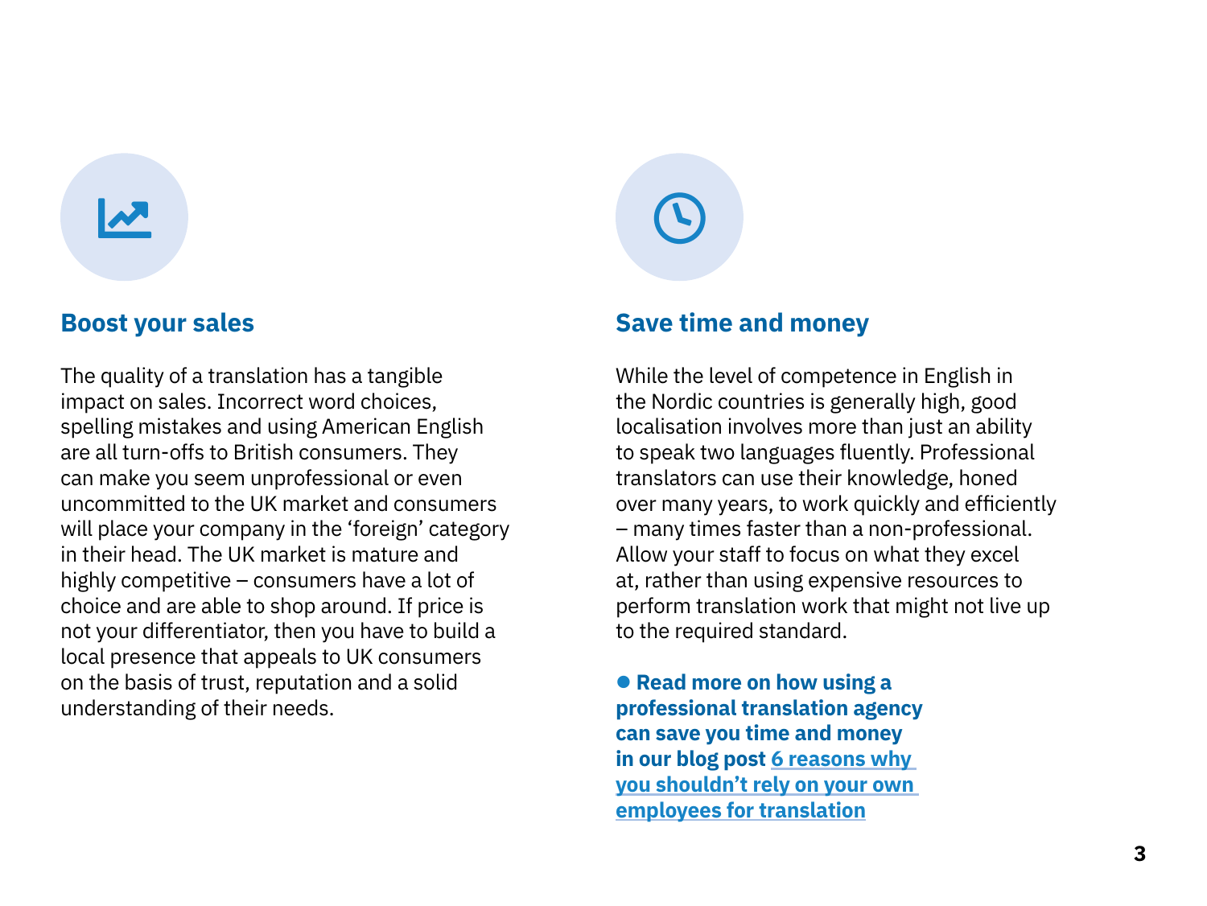## Boost your sales

The quality of a translation has a tangible impact on sales. Incorrect word choices, spelling mistakes and using American English are all turn-offs to British consumers. They can make you seem unprofessional or even uncommitted to the UK market and consumers will place your company in the 'foreign' category in their head. The UK market is mature and highly competitive – consumers have a lot of choice and are able to shop around. If price is not your differentiator, then you have to build a local presence that appeals to UK consumers on the basis of trust, reputation and a solid understanding of their needs.

## Save time and money

While the level of competence in English in the Nordic countries is generally high, good localisation involves more than just an ability to speak two languages fluently. Professional translators can use their knowledge, honed over many years, to work quickly and efficiently – many times faster than a non-professional. Allow your staff to focus on what they excel at, rather than using expensive resources to perform translation work that might not live up to the required standard.

● **Read more on how using a professional translation agency can save you time and money in our blog post 6 reasons why you shouldn't rely on your own employees for translation**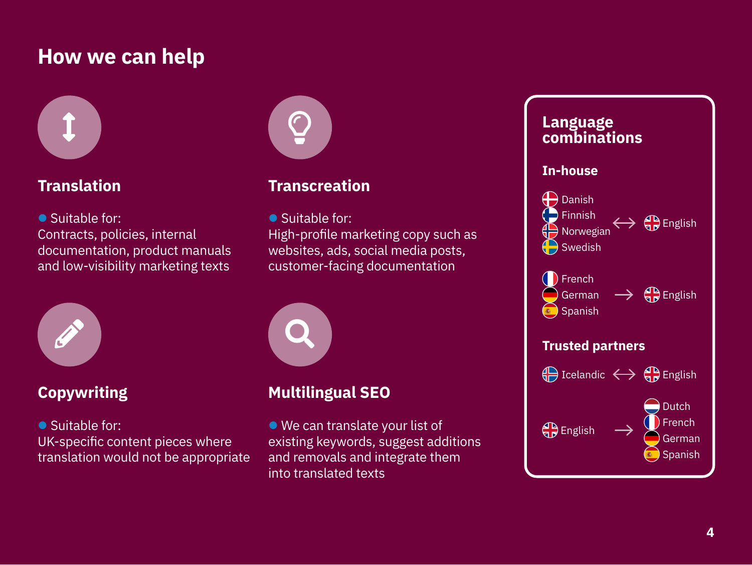# How we can help

## Translation

- Suitable for:

Contracts, policies, internal documentation, product manuals and low-visibility marketing texts

## Transcreation

- Suitable for:

High-profile marketing copy such as websites, ads, social media posts, customer-facing documentation

## Copywriting

- Suitable for:

UK-specific content pieces where translation would not be appropriate

## Multilingual SEO

- We can translate your list of existing keywords, suggest additions and removals and integrate them into translated texts

## Language combinations

### In-house

Danish, Finnish, Norwegian, Swedish ↔ English

French, German, Spanish → English

### Trusted partners

Icelandic ↔ English

English → Dutch, French, German, Spanish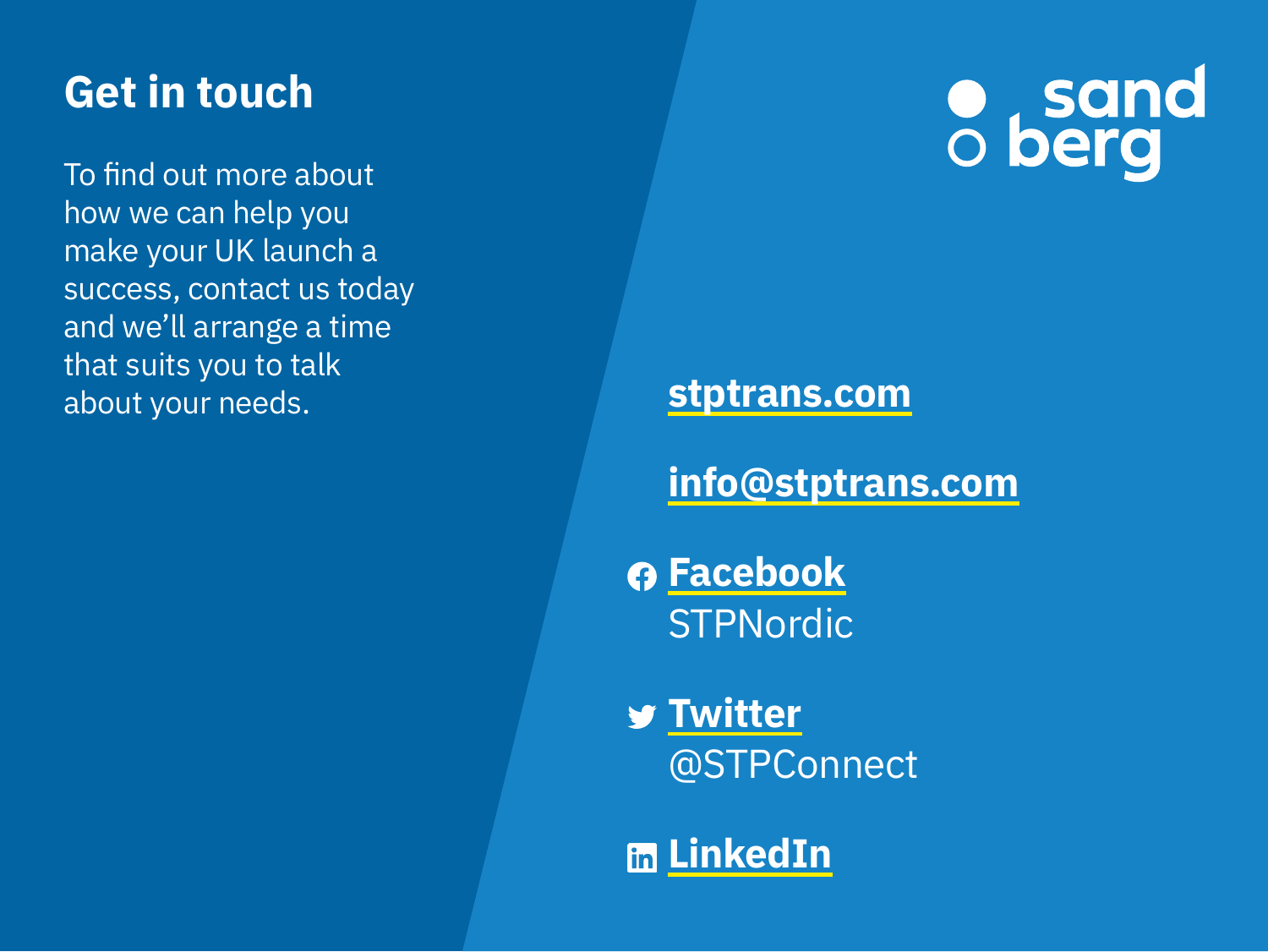## Get in touch

To find out more about how we can help you make your UK launch a success, contact us today and we'll arrange a time that suits you to talk about your needs.

sand berg

**stptrans.com**

**info@stptrans.com**

**Facebook**
STPNordic

**Twitter**
@STPConnect

**LinkedIn**